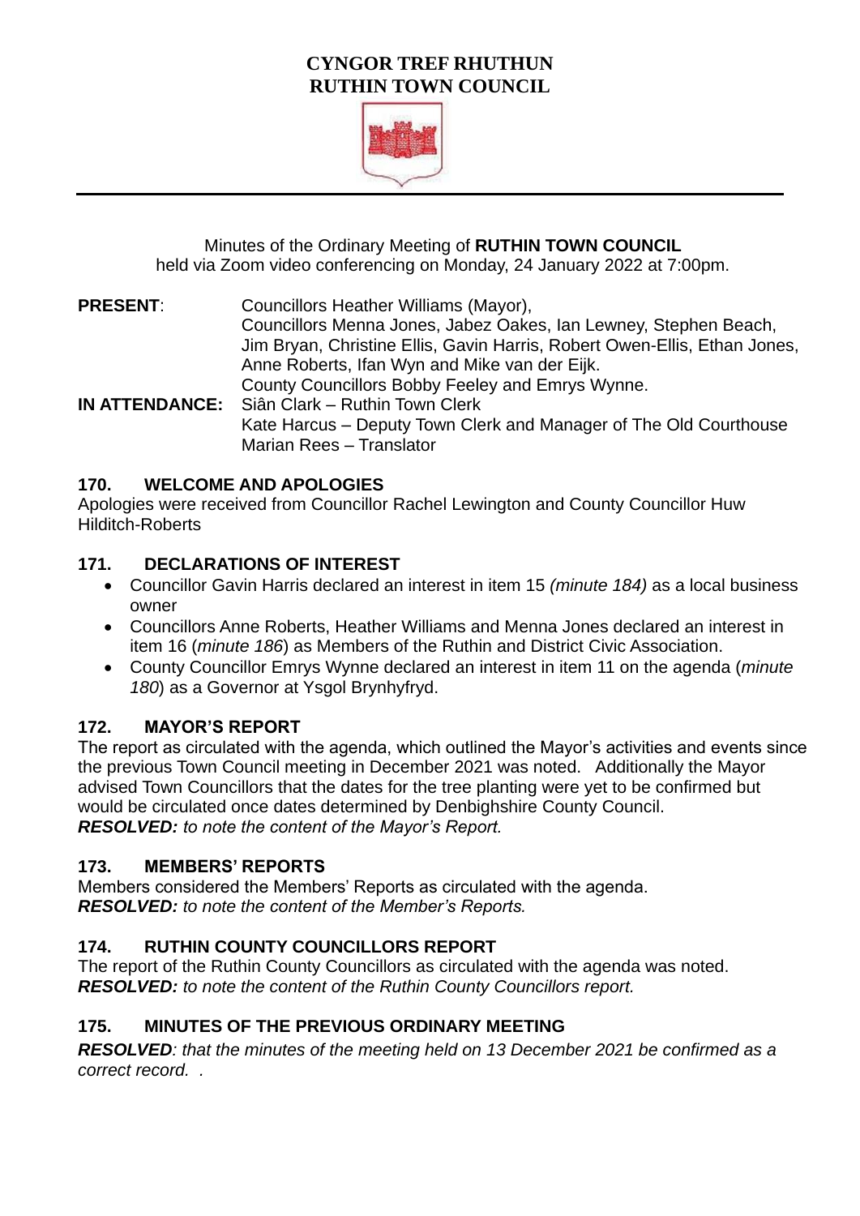# CYNGOR TREF RHUTHUN
# RUTHIN TOWN COUNCIL

Minutes of the Ordinary Meeting of **RUTHIN TOWN COUNCIL** held via Zoom video conferencing on Monday, 24 January 2022 at 7:00pm.

**PRESENT**: Councillors Heather Williams (Mayor), Councillors Menna Jones, Jabez Oakes, Ian Lewney, Stephen Beach, Jim Bryan, Christine Ellis, Gavin Harris, Robert Owen-Ellis, Ethan Jones, Anne Roberts, Ifan Wyn and Mike van der Eijk.
County Councillors Bobby Feeley and Emrys Wynne.

**IN ATTENDANCE:** Siân Clark – Ruthin Town Clerk
Kate Harcus – Deputy Town Clerk and Manager of The Old Courthouse
Marian Rees – Translator

## 170. WELCOME AND APOLOGIES

Apologies were received from Councillor Rachel Lewington and County Councillor Huw Hilditch-Roberts

## 171. DECLARATIONS OF INTEREST

- Councillor Gavin Harris declared an interest in item 15 *(minute 184)* as a local business owner
- Councillors Anne Roberts, Heather Williams and Menna Jones declared an interest in item 16 (*minute 186*) as Members of the Ruthin and District Civic Association.
- County Councillor Emrys Wynne declared an interest in item 11 on the agenda (*minute 180*) as a Governor at Ysgol Brynhyfryd.

## 172. MAYOR'S REPORT

The report as circulated with the agenda, which outlined the Mayor's activities and events since the previous Town Council meeting in December 2021 was noted. Additionally the Mayor advised Town Councillors that the dates for the tree planting were yet to be confirmed but would be circulated once dates determined by Denbighshire County Council.
***RESOLVED:*** *to note the content of the Mayor's Report.*

## 173. MEMBERS' REPORTS

Members considered the Members' Reports as circulated with the agenda.
***RESOLVED:*** *to note the content of the Member's Reports.*

## 174. RUTHIN COUNTY COUNCILLORS REPORT

The report of the Ruthin County Councillors as circulated with the agenda was noted.
***RESOLVED:*** *to note the content of the Ruthin County Councillors report.*

## 175. MINUTES OF THE PREVIOUS ORDINARY MEETING

***RESOLVED****: that the minutes of the meeting held on 13 December 2021 be confirmed as a correct record. .*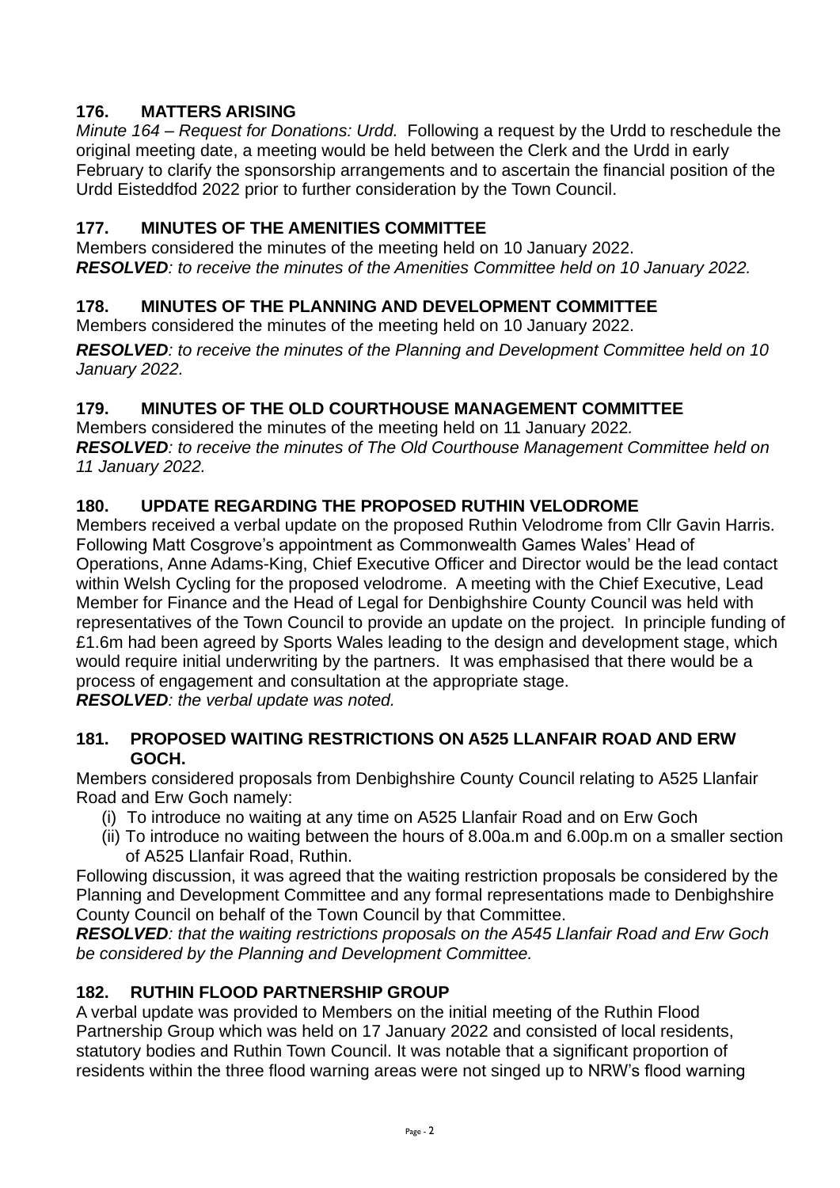## 176. MATTERS ARISING

*Minute 164 – Request for Donations: Urdd.* Following a request by the Urdd to reschedule the original meeting date, a meeting would be held between the Clerk and the Urdd in early February to clarify the sponsorship arrangements and to ascertain the financial position of the Urdd Eisteddfod 2022 prior to further consideration by the Town Council.

## 177. MINUTES OF THE AMENITIES COMMITTEE

Members considered the minutes of the meeting held on 10 January 2022.
***RESOLVED****: to receive the minutes of the Amenities Committee held on 10 January 2022.*

## 178. MINUTES OF THE PLANNING AND DEVELOPMENT COMMITTEE

Members considered the minutes of the meeting held on 10 January 2022.

***RESOLVED****: to receive the minutes of the Planning and Development Committee held on 10 January 2022.*

## 179. MINUTES OF THE OLD COURTHOUSE MANAGEMENT COMMITTEE

Members considered the minutes of the meeting held on 11 January 2022.
***RESOLVED****: to receive the minutes of The Old Courthouse Management Committee held on 11 January 2022.*

## 180. UPDATE REGARDING THE PROPOSED RUTHIN VELODROME

Members received a verbal update on the proposed Ruthin Velodrome from Cllr Gavin Harris. Following Matt Cosgrove's appointment as Commonwealth Games Wales' Head of Operations, Anne Adams-King, Chief Executive Officer and Director would be the lead contact within Welsh Cycling for the proposed velodrome. A meeting with the Chief Executive, Lead Member for Finance and the Head of Legal for Denbighshire County Council was held with representatives of the Town Council to provide an update on the project. In principle funding of £1.6m had been agreed by Sports Wales leading to the design and development stage, which would require initial underwriting by the partners. It was emphasised that there would be a process of engagement and consultation at the appropriate stage.
***RESOLVED****: the verbal update was noted.*

## 181. PROPOSED WAITING RESTRICTIONS ON A525 LLANFAIR ROAD AND ERW GOCH.

Members considered proposals from Denbighshire County Council relating to A525 Llanfair Road and Erw Goch namely:

(i) To introduce no waiting at any time on A525 Llanfair Road and on Erw Goch
(ii) To introduce no waiting between the hours of 8.00a.m and 6.00p.m on a smaller section of A525 Llanfair Road, Ruthin.

Following discussion, it was agreed that the waiting restriction proposals be considered by the Planning and Development Committee and any formal representations made to Denbighshire County Council on behalf of the Town Council by that Committee.
***RESOLVED****: that the waiting restrictions proposals on the A545 Llanfair Road and Erw Goch be considered by the Planning and Development Committee.*

## 182. RUTHIN FLOOD PARTNERSHIP GROUP

A verbal update was provided to Members on the initial meeting of the Ruthin Flood Partnership Group which was held on 17 January 2022 and consisted of local residents, statutory bodies and Ruthin Town Council. It was notable that a significant proportion of residents within the three flood warning areas were not singed up to NRW's flood warning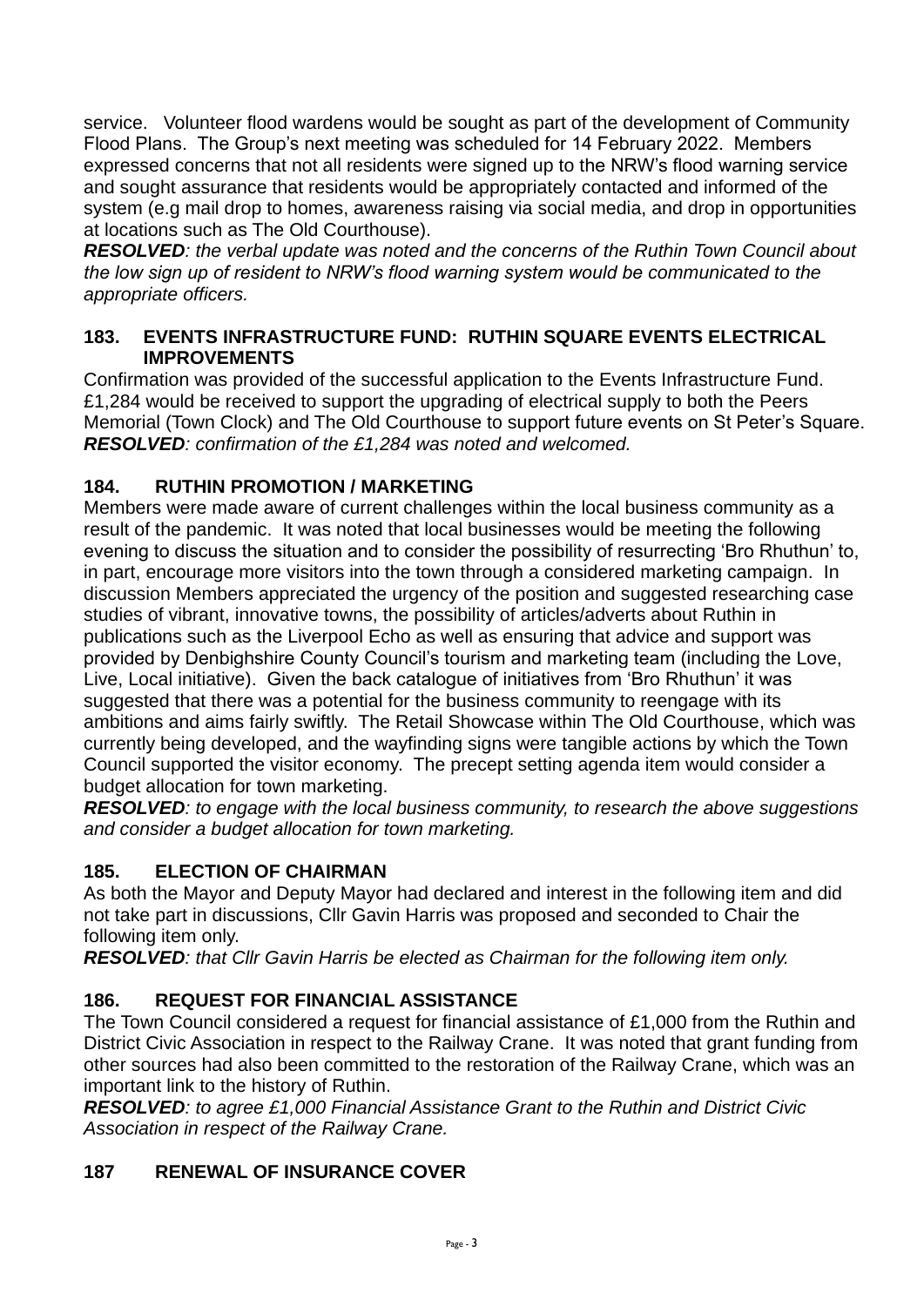service. Volunteer flood wardens would be sought as part of the development of Community Flood Plans. The Group's next meeting was scheduled for 14 February 2022. Members expressed concerns that not all residents were signed up to the NRW's flood warning service and sought assurance that residents would be appropriately contacted and informed of the system (e.g mail drop to homes, awareness raising via social media, and drop in opportunities at locations such as The Old Courthouse).

***RESOLVED****: the verbal update was noted and the concerns of the Ruthin Town Council about the low sign up of resident to NRW's flood warning system would be communicated to the appropriate officers.*

### 183. EVENTS INFRASTRUCTURE FUND: RUTHIN SQUARE EVENTS ELECTRICAL IMPROVEMENTS

Confirmation was provided of the successful application to the Events Infrastructure Fund. £1,284 would be received to support the upgrading of electrical supply to both the Peers Memorial (Town Clock) and The Old Courthouse to support future events on St Peter's Square.

***RESOLVED****: confirmation of the £1,284 was noted and welcomed.*

### 184. RUTHIN PROMOTION / MARKETING

Members were made aware of current challenges within the local business community as a result of the pandemic. It was noted that local businesses would be meeting the following evening to discuss the situation and to consider the possibility of resurrecting 'Bro Rhuthun' to, in part, encourage more visitors into the town through a considered marketing campaign. In discussion Members appreciated the urgency of the position and suggested researching case studies of vibrant, innovative towns, the possibility of articles/adverts about Ruthin in publications such as the Liverpool Echo as well as ensuring that advice and support was provided by Denbighshire County Council's tourism and marketing team (including the Love, Live, Local initiative). Given the back catalogue of initiatives from 'Bro Rhuthun' it was suggested that there was a potential for the business community to reengage with its ambitions and aims fairly swiftly. The Retail Showcase within The Old Courthouse, which was currently being developed, and the wayfinding signs were tangible actions by which the Town Council supported the visitor economy. The precept setting agenda item would consider a budget allocation for town marketing.

***RESOLVED****: to engage with the local business community, to research the above suggestions and consider a budget allocation for town marketing.*

### 185. ELECTION OF CHAIRMAN

As both the Mayor and Deputy Mayor had declared and interest in the following item and did not take part in discussions, Cllr Gavin Harris was proposed and seconded to Chair the following item only.

***RESOLVED****: that Cllr Gavin Harris be elected as Chairman for the following item only.*

### 186. REQUEST FOR FINANCIAL ASSISTANCE

The Town Council considered a request for financial assistance of £1,000 from the Ruthin and District Civic Association in respect to the Railway Crane. It was noted that grant funding from other sources had also been committed to the restoration of the Railway Crane, which was an important link to the history of Ruthin.

***RESOLVED****: to agree £1,000 Financial Assistance Grant to the Ruthin and District Civic Association in respect of the Railway Crane.*

### 187 RENEWAL OF INSURANCE COVER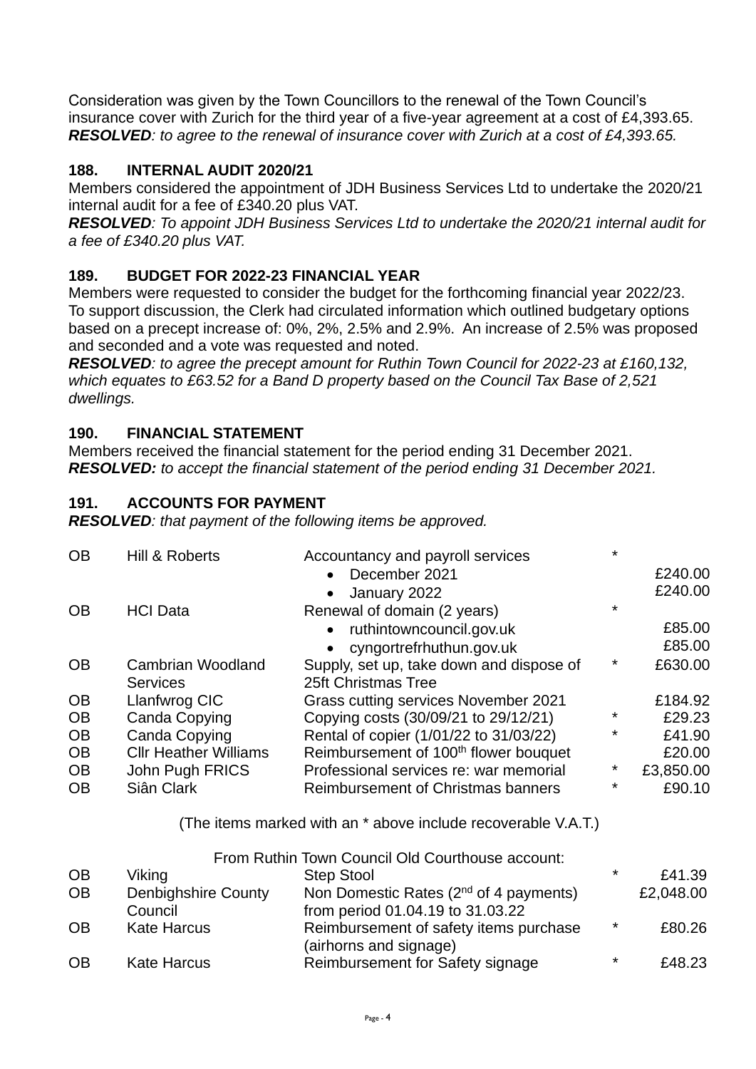Consideration was given by the Town Councillors to the renewal of the Town Council's insurance cover with Zurich for the third year of a five-year agreement at a cost of £4,393.65.
***RESOLVED****: to agree to the renewal of insurance cover with Zurich at a cost of £4,393.65.*

### 188. INTERNAL AUDIT 2020/21

Members considered the appointment of JDH Business Services Ltd to undertake the 2020/21 internal audit for a fee of £340.20 plus VAT.
***RESOLVED****: To appoint JDH Business Services Ltd to undertake the 2020/21 internal audit for a fee of £340.20 plus VAT.*

### 189. BUDGET FOR 2022-23 FINANCIAL YEAR

Members were requested to consider the budget for the forthcoming financial year 2022/23. To support discussion, the Clerk had circulated information which outlined budgetary options based on a precept increase of: 0%, 2%, 2.5% and 2.9%. An increase of 2.5% was proposed and seconded and a vote was requested and noted.
***RESOLVED****: to agree the precept amount for Ruthin Town Council for 2022-23 at £160,132, which equates to £63.52 for a Band D property based on the Council Tax Base of 2,521 dwellings.*

### 190. FINANCIAL STATEMENT

Members received the financial statement for the period ending 31 December 2021.
***RESOLVED:*** *to accept the financial statement of the period ending 31 December 2021.*

### 191. ACCOUNTS FOR PAYMENT

***RESOLVED****: that payment of the following items be approved.*

| | | | | |
|---|---|---|---|---|
| OB | Hill & Roberts | Accountancy and payroll services | * | |
| | | • December 2021 | | £240.00 |
| | | • January 2022 | | £240.00 |
| OB | HCI Data | Renewal of domain (2 years) | * | |
| | | • ruthintowncouncil.gov.uk | | £85.00 |
| | | • cyngortrefrhuthun.gov.uk | | £85.00 |
| OB | Cambrian Woodland Services | Supply, set up, take down and dispose of 25ft Christmas Tree | * | £630.00 |
| OB | Llanfwrog CIC | Grass cutting services November 2021 | | £184.92 |
| OB | Canda Copying | Copying costs (30/09/21 to 29/12/21) | * | £29.23 |
| OB | Canda Copying | Rental of copier (1/01/22 to 31/03/22) | * | £41.90 |
| OB | Cllr Heather Williams | Reimbursement of 100th flower bouquet | | £20.00 |
| OB | John Pugh FRICS | Professional services re: war memorial | * | £3,850.00 |
| OB | Siân Clark | Reimbursement of Christmas banners | * | £90.10 |

(The items marked with an * above include recoverable V.A.T.)

From Ruthin Town Council Old Courthouse account:

| | | | | |
|---|---|---|---|---|
| OB | Viking | Step Stool | * | £41.39 |
| OB | Denbighshire County Council | Non Domestic Rates (2nd of 4 payments) from period 01.04.19 to 31.03.22 | | £2,048.00 |
| OB | Kate Harcus | Reimbursement of safety items purchase (airhorns and signage) | * | £80.26 |
| OB | Kate Harcus | Reimbursement for Safety signage | * | £48.23 |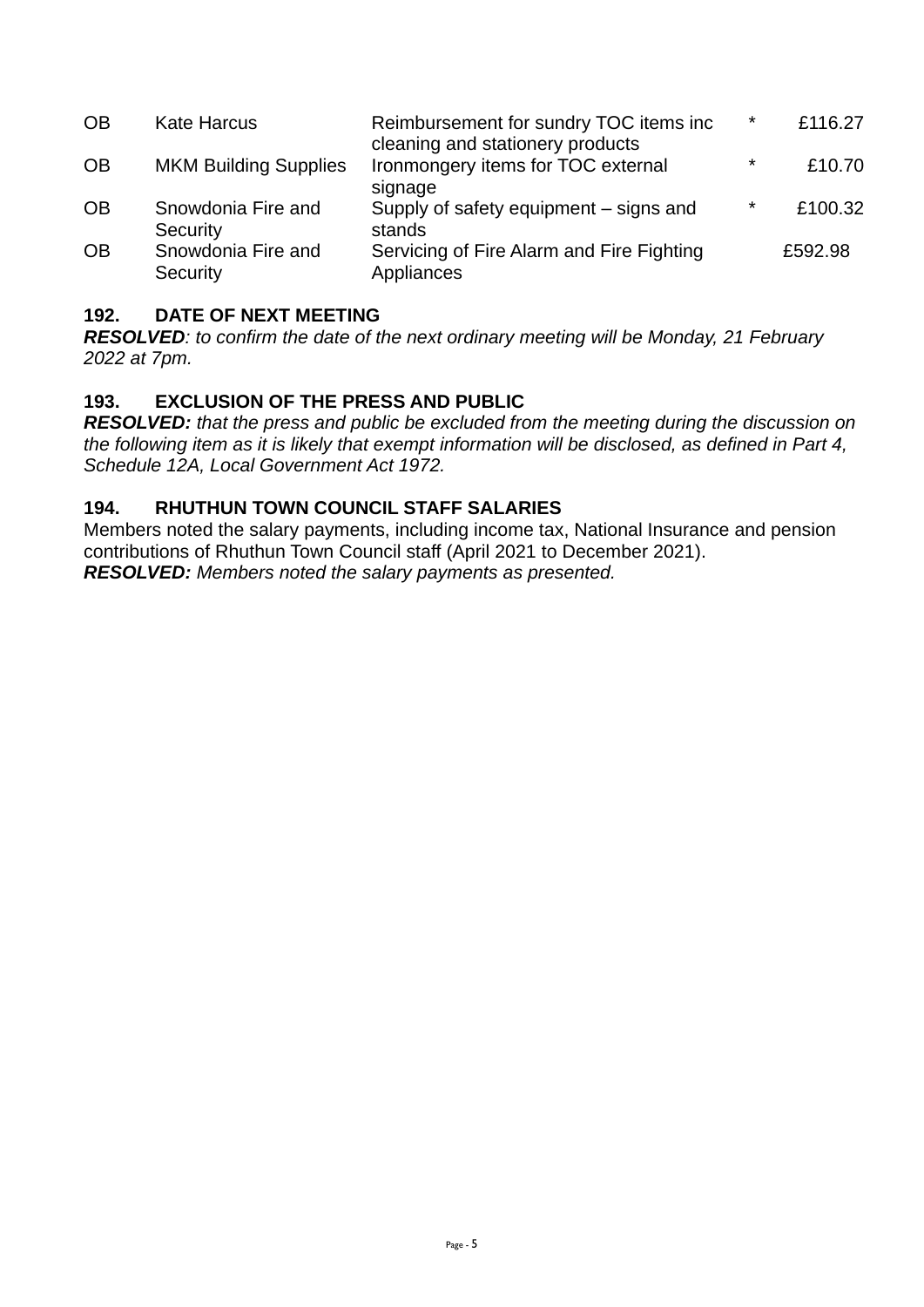| | | | | |
|---|---|---|---|---|
| OB | Kate Harcus | Reimbursement for sundry TOC items inc cleaning and stationery products | * | £116.27 |
| OB | MKM Building Supplies | Ironmongery items for TOC external signage | * | £10.70 |
| OB | Snowdonia Fire and Security | Supply of safety equipment – signs and stands | * | £100.32 |
| OB | Snowdonia Fire and Security | Servicing of Fire Alarm and Fire Fighting Appliances | | £592.98 |

### 192. DATE OF NEXT MEETING

***RESOLVED****: to confirm the date of the next ordinary meeting will be Monday, 21 February 2022 at 7pm.*

### 193. EXCLUSION OF THE PRESS AND PUBLIC

***RESOLVED:*** *that the press and public be excluded from the meeting during the discussion on the following item as it is likely that exempt information will be disclosed, as defined in Part 4, Schedule 12A, Local Government Act 1972.*

### 194. RHUTHUN TOWN COUNCIL STAFF SALARIES

Members noted the salary payments, including income tax, National Insurance and pension contributions of Rhuthun Town Council staff (April 2021 to December 2021).

***RESOLVED:*** *Members noted the salary payments as presented.*